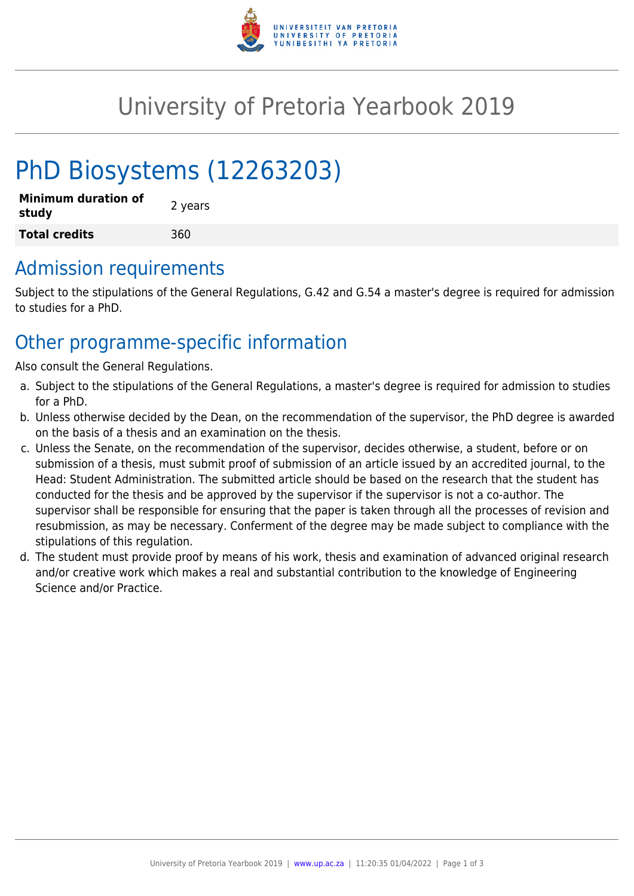# University of Pretoria Yearbook 2019

# PhD Biosystems (12263203)

| **Minimum duration of study** | 2 years |
|---|---|
| **Total credits** | 360 |

## Admission requirements

Subject to the stipulations of the General Regulations, G.42 and G.54 a master's degree is required for admission to studies for a PhD.

## Other programme-specific information

Also consult the General Regulations.

a. Subject to the stipulations of the General Regulations, a master's degree is required for admission to studies for a PhD.
b. Unless otherwise decided by the Dean, on the recommendation of the supervisor, the PhD degree is awarded on the basis of a thesis and an examination on the thesis.
c. Unless the Senate, on the recommendation of the supervisor, decides otherwise, a student, before or on submission of a thesis, must submit proof of submission of an article issued by an accredited journal, to the Head: Student Administration. The submitted article should be based on the research that the student has conducted for the thesis and be approved by the supervisor if the supervisor is not a co-author. The supervisor shall be responsible for ensuring that the paper is taken through all the processes of revision and resubmission, as may be necessary. Conferment of the degree may be made subject to compliance with the stipulations of this regulation.
d. The student must provide proof by means of his work, thesis and examination of advanced original research and/or creative work which makes a real and substantial contribution to the knowledge of Engineering Science and/or Practice.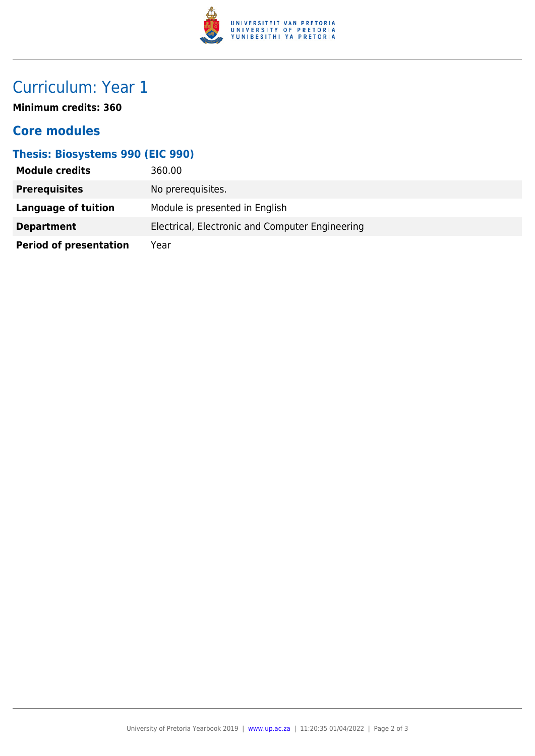# Curriculum: Year 1

**Minimum credits: 360**

## Core modules

### Thesis: Biosystems 990 (EIC 990)

| | |
|---|---|
| **Module credits** | 360.00 |
| **Prerequisites** | No prerequisites. |
| **Language of tuition** | Module is presented in English |
| **Department** | Electrical, Electronic and Computer Engineering |
| **Period of presentation** | Year |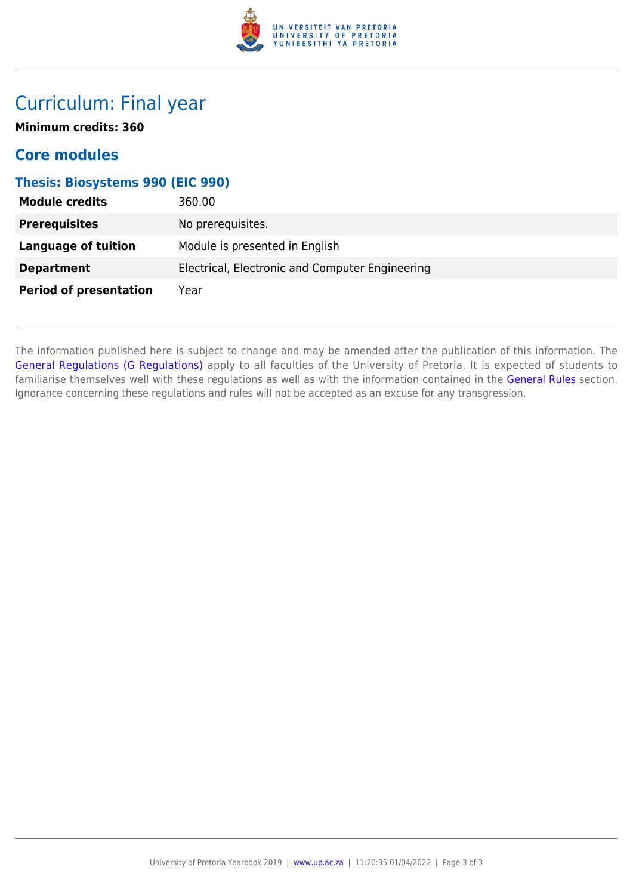# Curriculum: Final year

**Minimum credits: 360**

## Core modules

### Thesis: Biosystems 990 (EIC 990)

| | |
|---|---|
| **Module credits** | 360.00 |
| **Prerequisites** | No prerequisites. |
| **Language of tuition** | Module is presented in English |
| **Department** | Electrical, Electronic and Computer Engineering |
| **Period of presentation** | Year |

The information published here is subject to change and may be amended after the publication of this information. The General Regulations (G Regulations) apply to all faculties of the University of Pretoria. It is expected of students to familiarise themselves well with these regulations as well as with the information contained in the General Rules section. Ignorance concerning these regulations and rules will not be accepted as an excuse for any transgression.